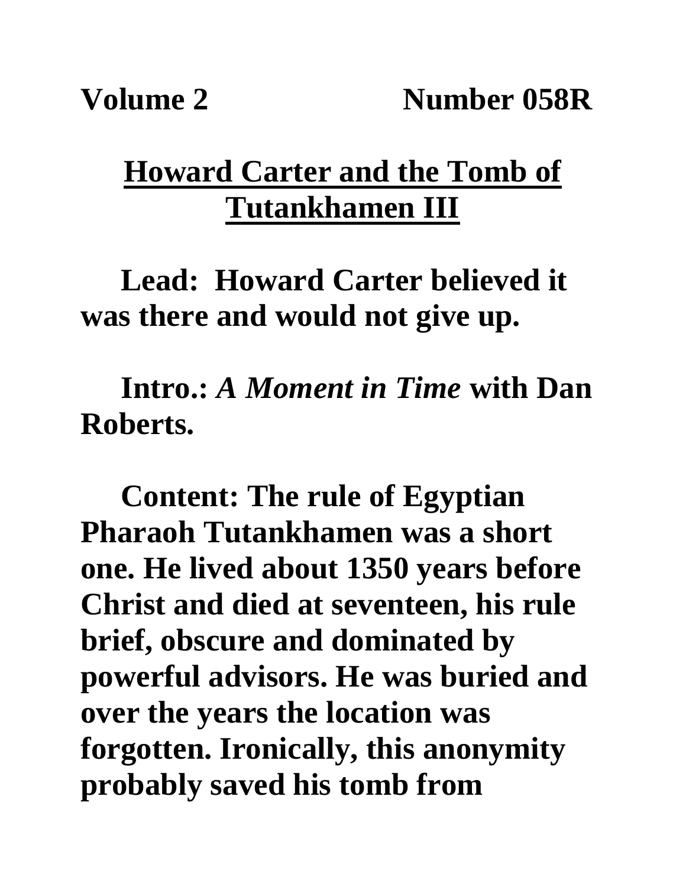**Volume 2 Number 058R**

# Howard Carter and the Tomb of Tutankhamen III

**Lead: Howard Carter believed it was there and would not give up.**

**Intro.:** ***A Moment in Time*** **with Dan Roberts.**

**Content: The rule of Egyptian Pharaoh Tutankhamen was a short one. He lived about 1350 years before Christ and died at seventeen, his rule brief, obscure and dominated by powerful advisors. He was buried and over the years the location was forgotten. Ironically, this anonymity probably saved his tomb from**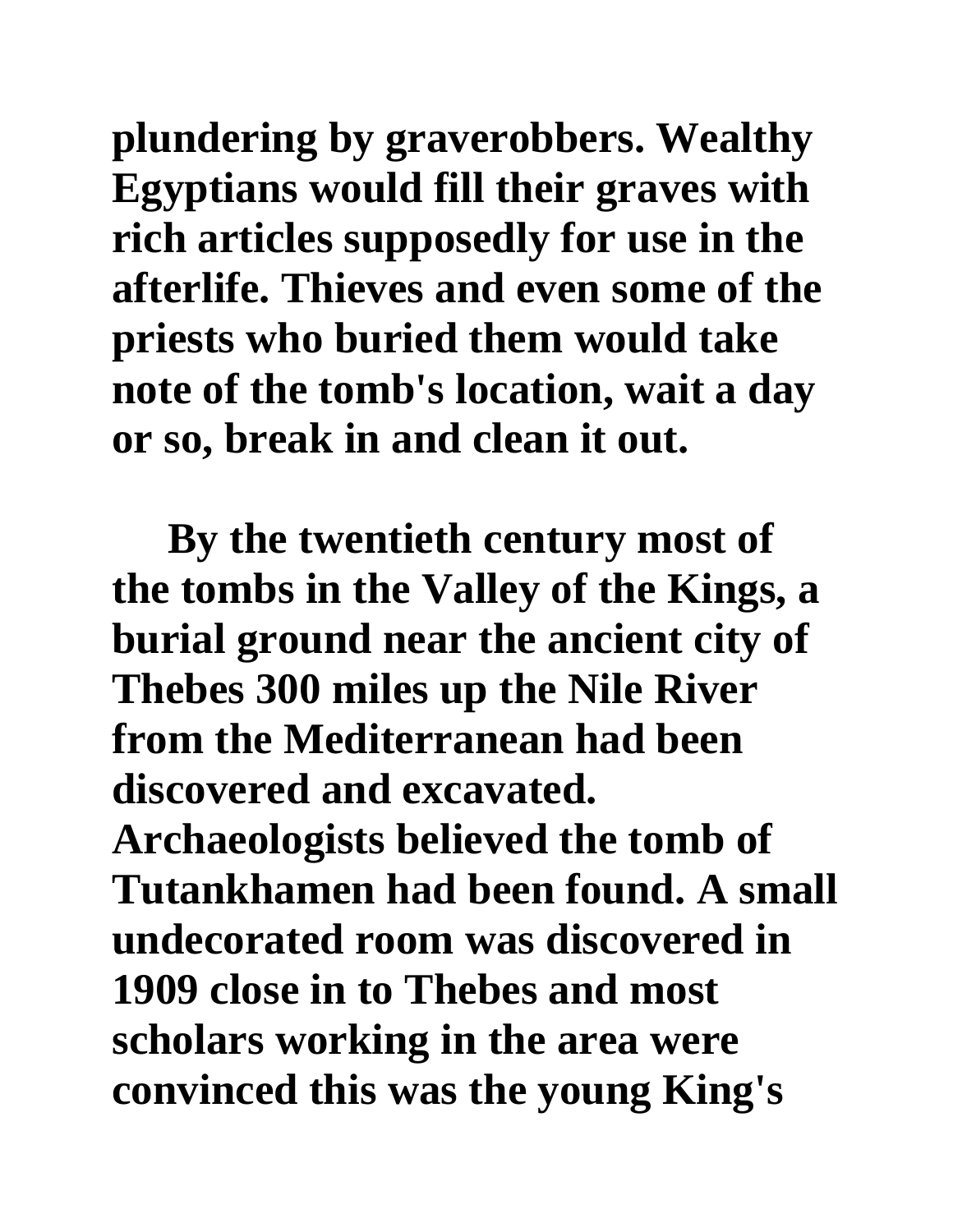plundering by graverobbers. Wealthy Egyptians would fill their graves with rich articles supposedly for use in the afterlife. Thieves and even some of the priests who buried them would take note of the tomb's location, wait a day or so, break in and clean it out.

By the twentieth century most of the tombs in the Valley of the Kings, a burial ground near the ancient city of Thebes 300 miles up the Nile River from the Mediterranean had been discovered and excavated. Archaeologists believed the tomb of Tutankhamen had been found. A small undecorated room was discovered in 1909 close in to Thebes and most scholars working in the area were convinced this was the young King's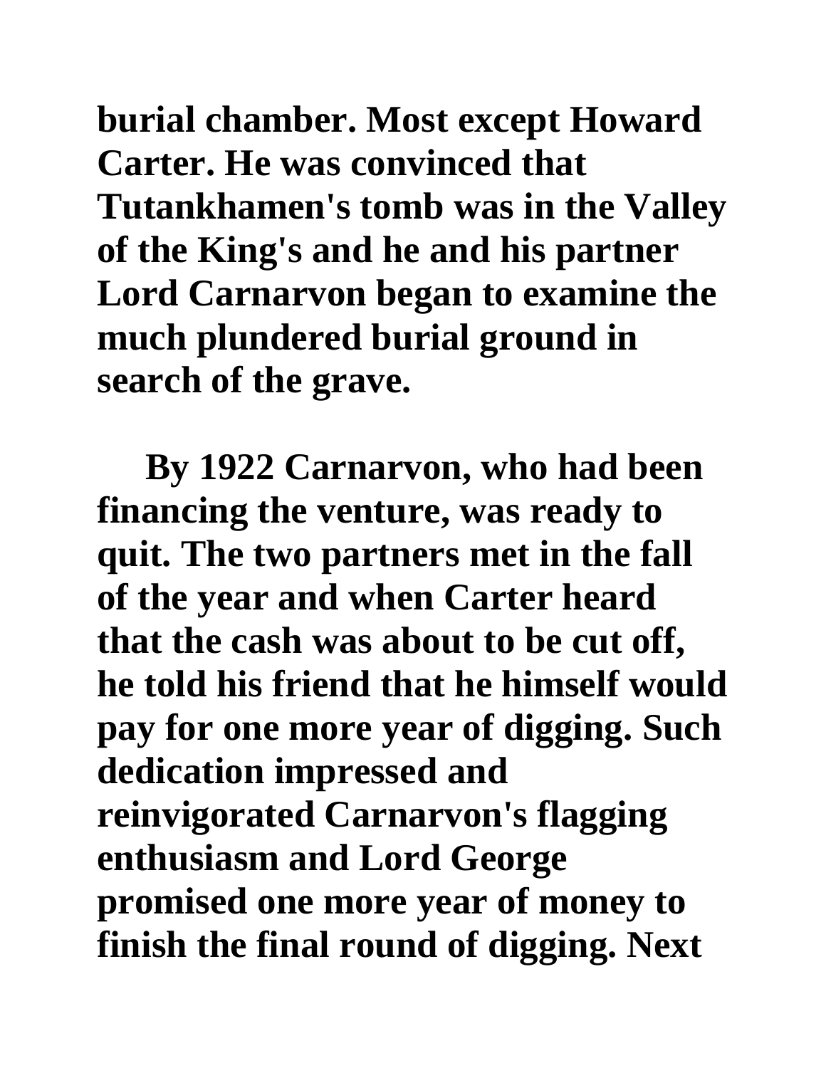**burial chamber. Most except Howard Carter. He was convinced that Tutankhamen's tomb was in the Valley of the King's and he and his partner Lord Carnarvon began to examine the much plundered burial ground in search of the grave.**

**By 1922 Carnarvon, who had been financing the venture, was ready to quit. The two partners met in the fall of the year and when Carter heard that the cash was about to be cut off, he told his friend that he himself would pay for one more year of digging. Such dedication impressed and reinvigorated Carnarvon's flagging enthusiasm and Lord George promised one more year of money to finish the final round of digging. Next**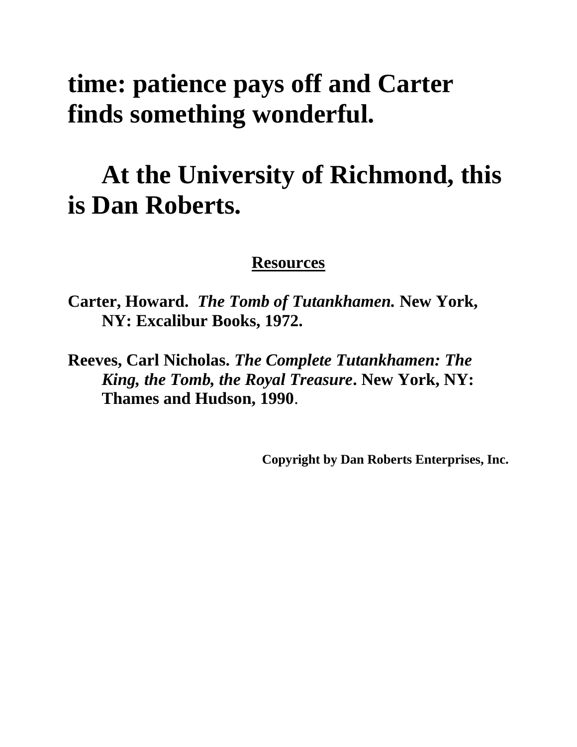**time: patience pays off and Carter finds something wonderful.**

**At the University of Richmond, this is Dan Roberts.**

## Resources

**Carter, Howard. *The Tomb of Tutankhamen.* New York, NY: Excalibur Books, 1972.**

**Reeves, Carl Nicholas. *The Complete Tutankhamen: The King, the Tomb, the Royal Treasure*. New York, NY: Thames and Hudson, 1990**.

**Copyright by Dan Roberts Enterprises, Inc.**